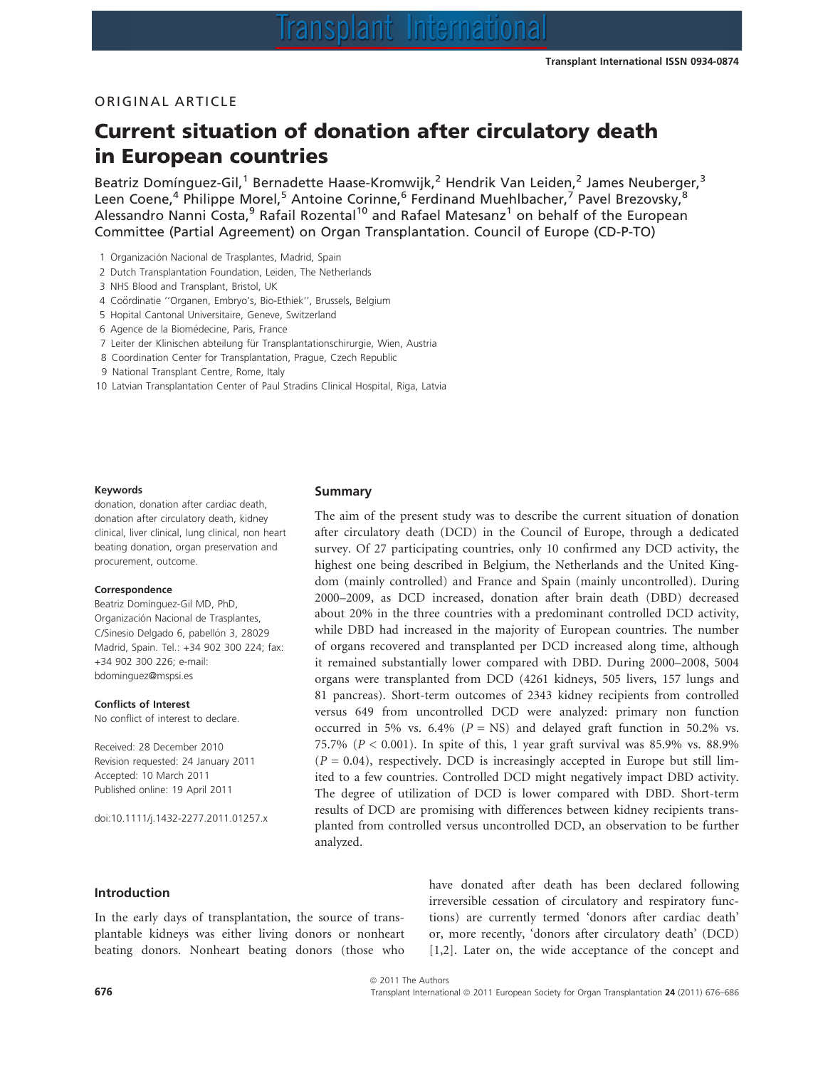ORIGINAL ARTICLE

# Current situation of donation after circulatory death in European countries

Beatriz Domínguez-Gil,[1] Bernadette Haase-Kromwijk,[2] Hendrik Van Leiden,[2] James Neuberger,[3] Leen Coene,[4] Philippe Morel,[5] Antoine Corinne,[6] Ferdinand Muehlbacher,[7] Pavel Brezovsky,[8] Alessandro Nanni Costa,[9] Rafail Rozental[10] and Rafael Matesanz[1] on behalf of the European Committee (Partial Agreement) on Organ Transplantation. Council of Europe (CD-P-TO)

1 Organización Nacional de Trasplantes, Madrid, Spain
2 Dutch Transplantation Foundation, Leiden, The Netherlands
3 NHS Blood and Transplant, Bristol, UK
4 Coördinatie ''Organen, Embryo's, Bio-Ethiek'', Brussels, Belgium
5 Hopital Cantonal Universitaire, Geneve, Switzerland
6 Agence de la Biomédecine, Paris, France
7 Leiter der Klinischen abteilung für Transplantationschirurgie, Wien, Austria
8 Coordination Center for Transplantation, Prague, Czech Republic
9 National Transplant Centre, Rome, Italy
10 Latvian Transplantation Center of Paul Stradins Clinical Hospital, Riga, Latvia

**Keywords**

donation, donation after cardiac death, donation after circulatory death, kidney clinical, liver clinical, lung clinical, non heart beating donation, organ preservation and procurement, outcome.

**Correspondence**

Beatriz Domínguez-Gil MD, PhD, Organización Nacional de Trasplantes, C/Sinesio Delgado 6, pabellón 3, 28029 Madrid, Spain. Tel.: +34 902 300 224; fax: +34 902 300 226; e-mail: bdominguez@mspsi.es

**Conflicts of Interest**

No conflict of interest to declare.

Received: 28 December 2010
Revision requested: 24 January 2011
Accepted: 10 March 2011
Published online: 19 April 2011

doi:10.1111/j.1432-2277.2011.01257.x

## Summary

The aim of the present study was to describe the current situation of donation after circulatory death (DCD) in the Council of Europe, through a dedicated survey. Of 27 participating countries, only 10 confirmed any DCD activity, the highest one being described in Belgium, the Netherlands and the United Kingdom (mainly controlled) and France and Spain (mainly uncontrolled). During 2000–2009, as DCD increased, donation after brain death (DBD) decreased about 20% in the three countries with a predominant controlled DCD activity, while DBD had increased in the majority of European countries. The number of organs recovered and transplanted per DCD increased along time, although it remained substantially lower compared with DBD. During 2000–2008, 5004 organs were transplanted from DCD (4261 kidneys, 505 livers, 157 lungs and 81 pancreas). Short-term outcomes of 2343 kidney recipients from controlled versus 649 from uncontrolled DCD were analyzed: primary non function occurred in 5% vs. 6.4% ($P$ = NS) and delayed graft function in 50.2% vs. 75.7% ($P < 0.001$). In spite of this, 1 year graft survival was 85.9% vs. 88.9% ($P = 0.04$), respectively. DCD is increasingly accepted in Europe but still limited to a few countries. Controlled DCD might negatively impact DBD activity. The degree of utilization of DCD is lower compared with DBD. Short-term results of DCD are promising with differences between kidney recipients transplanted from controlled versus uncontrolled DCD, an observation to be further analyzed.

## Introduction

In the early days of transplantation, the source of transplantable kidneys was either living donors or nonheart beating donors. Nonheart beating donors (those who have donated after death has been declared following irreversible cessation of circulatory and respiratory functions) are currently termed 'donors after cardiac death' or, more recently, 'donors after circulatory death' (DCD) [1,2]. Later on, the wide acceptance of the concept and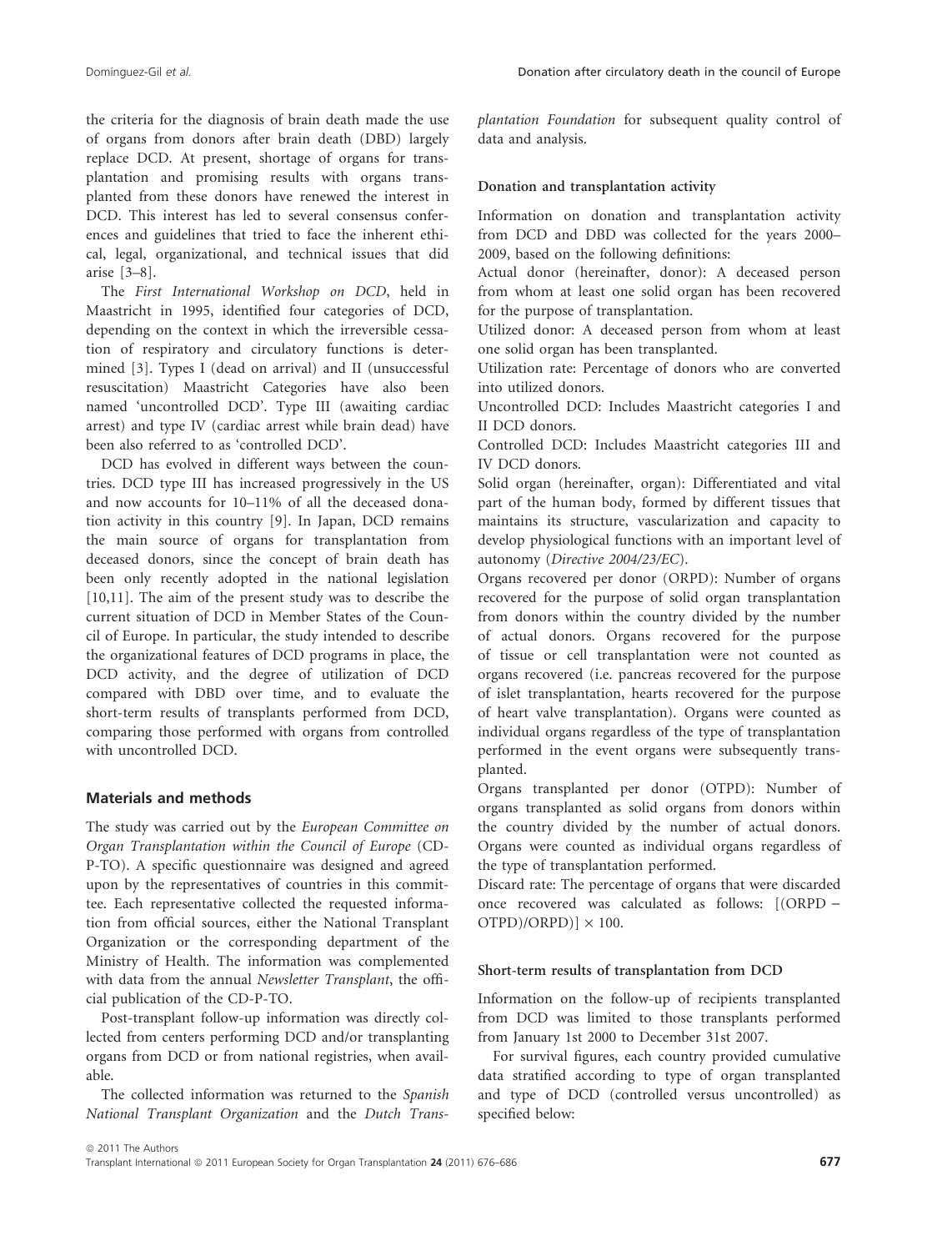the criteria for the diagnosis of brain death made the use of organs from donors after brain death (DBD) largely replace DCD. At present, shortage of organs for transplantation and promising results with organs transplanted from these donors have renewed the interest in DCD. This interest has led to several consensus conferences and guidelines that tried to face the inherent ethical, legal, organizational, and technical issues that did arise [3–8].

The *First International Workshop on DCD*, held in Maastricht in 1995, identified four categories of DCD, depending on the context in which the irreversible cessation of respiratory and circulatory functions is determined [3]. Types I (dead on arrival) and II (unsuccessful resuscitation) Maastricht Categories have also been named 'uncontrolled DCD'. Type III (awaiting cardiac arrest) and type IV (cardiac arrest while brain dead) have been also referred to as 'controlled DCD'.

DCD has evolved in different ways between the countries. DCD type III has increased progressively in the US and now accounts for 10–11% of all the deceased donation activity in this country [9]. In Japan, DCD remains the main source of organs for transplantation from deceased donors, since the concept of brain death has been only recently adopted in the national legislation [10,11]. The aim of the present study was to describe the current situation of DCD in Member States of the Council of Europe. In particular, the study intended to describe the organizational features of DCD programs in place, the DCD activity, and the degree of utilization of DCD compared with DBD over time, and to evaluate the short-term results of transplants performed from DCD, comparing those performed with organs from controlled with uncontrolled DCD.

## Materials and methods

The study was carried out by the *European Committee on Organ Transplantation within the Council of Europe* (CD-P-TO). A specific questionnaire was designed and agreed upon by the representatives of countries in this committee. Each representative collected the requested information from official sources, either the National Transplant Organization or the corresponding department of the Ministry of Health. The information was complemented with data from the annual *Newsletter Transplant*, the official publication of the CD-P-TO.

Post-transplant follow-up information was directly collected from centers performing DCD and/or transplanting organs from DCD or from national registries, when available.

The collected information was returned to the *Spanish National Transplant Organization* and the *Dutch Transplantation Foundation* for subsequent quality control of data and analysis.

### Donation and transplantation activity

Information on donation and transplantation activity from DCD and DBD was collected for the years 2000–2009, based on the following definitions:

Actual donor (hereinafter, donor): A deceased person from whom at least one solid organ has been recovered for the purpose of transplantation.

Utilized donor: A deceased person from whom at least one solid organ has been transplanted.

Utilization rate: Percentage of donors who are converted into utilized donors.

Uncontrolled DCD: Includes Maastricht categories I and II DCD donors.

Controlled DCD: Includes Maastricht categories III and IV DCD donors.

Solid organ (hereinafter, organ): Differentiated and vital part of the human body, formed by different tissues that maintains its structure, vascularization and capacity to develop physiological functions with an important level of autonomy (*Directive 2004/23/EC*).

Organs recovered per donor (ORPD): Number of organs recovered for the purpose of solid organ transplantation from donors within the country divided by the number of actual donors. Organs recovered for the purpose of tissue or cell transplantation were not counted as organs recovered (i.e. pancreas recovered for the purpose of islet transplantation, hearts recovered for the purpose of heart valve transplantation). Organs were counted as individual organs regardless of the type of transplantation performed in the event organs were subsequently transplanted.

Organs transplanted per donor (OTPD): Number of organs transplanted as solid organs from donors within the country divided by the number of actual donors. Organs were counted as individual organs regardless of the type of transplantation performed.

Discard rate: The percentage of organs that were discarded once recovered was calculated as follows: $[(\text{ORPD} - \text{OTPD})/\text{ORPD})] \times 100$.

### Short-term results of transplantation from DCD

Information on the follow-up of recipients transplanted from DCD was limited to those transplants performed from January 1st 2000 to December 31st 2007.

For survival figures, each country provided cumulative data stratified according to type of organ transplanted and type of DCD (controlled versus uncontrolled) as specified below: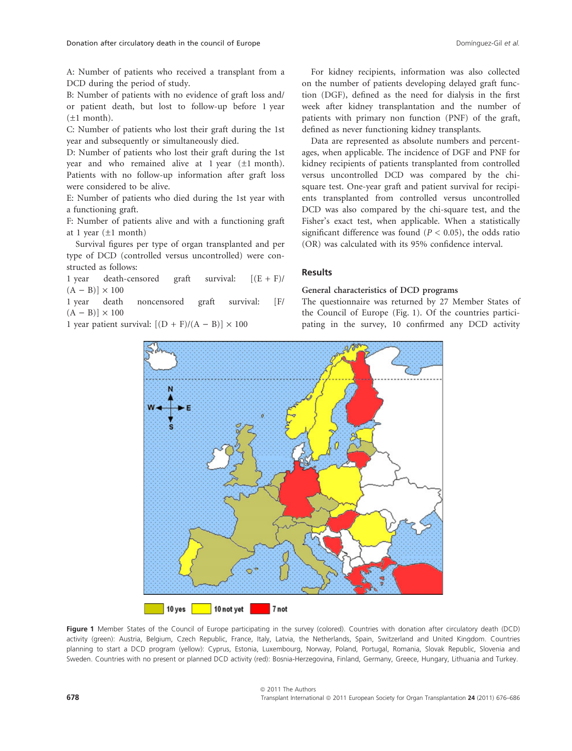A: Number of patients who received a transplant from a DCD during the period of study.

B: Number of patients with no evidence of graft loss and/or patient death, but lost to follow-up before 1 year (±1 month).

C: Number of patients who lost their graft during the 1st year and subsequently or simultaneously died.

D: Number of patients who lost their graft during the 1st year and who remained alive at 1 year (±1 month). Patients with no follow-up information after graft loss were considered to be alive.

E: Number of patients who died during the 1st year with a functioning graft.

F: Number of patients alive and with a functioning graft at 1 year (±1 month)

Survival figures per type of organ transplanted and per type of DCD (controlled versus uncontrolled) were constructed as follows:

1 year death-censored graft survival: $[(E + F)/(A - B)] \times 100$

1 year death noncensored graft survival: $[F/(A - B)] \times 100$

1 year patient survival: $[(D + F)/(A - B)] \times 100$

For kidney recipients, information was also collected on the number of patients developing delayed graft function (DGF), defined as the need for dialysis in the first week after kidney transplantation and the number of patients with primary non function (PNF) of the graft, defined as never functioning kidney transplants.

Data are represented as absolute numbers and percentages, when applicable. The incidence of DGF and PNF for kidney recipients of patients transplanted from controlled versus uncontrolled DCD was compared by the chi-square test. One-year graft and patient survival for recipients transplanted from controlled versus uncontrolled DCD was also compared by the chi-square test, and the Fisher's exact test, when applicable. When a statistically significant difference was found ($P < 0.05$), the odds ratio (OR) was calculated with its 95% confidence interval.

## Results

### General characteristics of DCD programs

The questionnaire was returned by 27 Member States of the Council of Europe (Fig. 1). Of the countries participating in the survey, 10 confirmed any DCD activity

10 yes | 10 not yet | 7 not

**Figure 1** Member States of the Council of Europe participating in the survey (colored). Countries with donation after circulatory death (DCD) activity (green): Austria, Belgium, Czech Republic, France, Italy, Latvia, the Netherlands, Spain, Switzerland and United Kingdom. Countries planning to start a DCD program (yellow): Cyprus, Estonia, Luxembourg, Norway, Poland, Portugal, Romania, Slovak Republic, Slovenia and Sweden. Countries with no present or planned DCD activity (red): Bosnia-Herzegovina, Finland, Germany, Greece, Hungary, Lithuania and Turkey.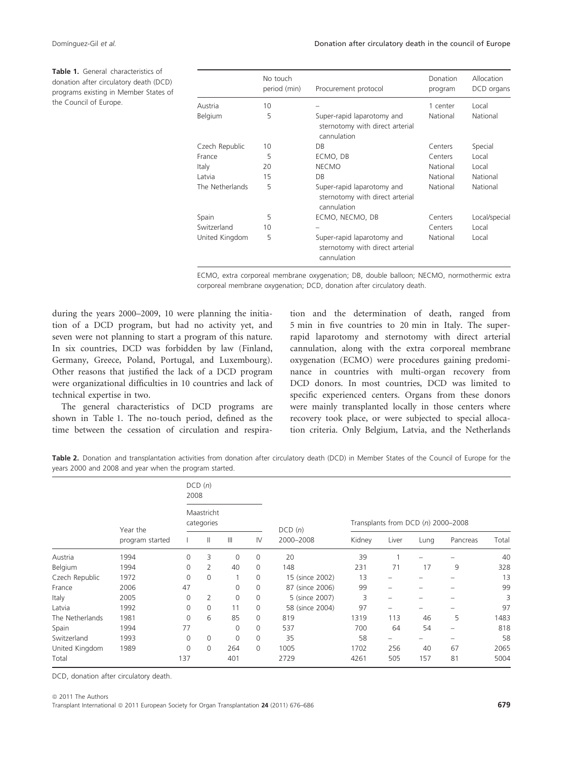**Table 1.** General characteristics of donation after circulatory death (DCD) programs existing in Member States of the Council of Europe.

| | No touch period (min) | Procurement protocol | Donation program | Allocation DCD organs |
|---|---|---|---|---|
| Austria | 10 | – | 1 center | Local |
| Belgium | 5 | Super-rapid laparotomy and sternotomy with direct arterial cannulation | National | National |
| Czech Republic | 10 | DB | Centers | Special |
| France | 5 | ECMO, DB | Centers | Local |
| Italy | 20 | NECMO | National | Local |
| Latvia | 15 | DB | National | National |
| The Netherlands | 5 | Super-rapid laparotomy and sternotomy with direct arterial cannulation | National | National |
| Spain | 5 | ECMO, NECMO, DB | Centers | Local/special |
| Switzerland | 10 | – | Centers | Local |
| United Kingdom | 5 | Super-rapid laparotomy and sternotomy with direct arterial cannulation | National | Local |

ECMO, extra corporeal membrane oxygenation; DB, double balloon; NECMO, normothermic extra corporeal membrane oxygenation; DCD, donation after circulatory death.

during the years 2000–2009, 10 were planning the initiation of a DCD program, but had no activity yet, and seven were not planning to start a program of this nature. In six countries, DCD was forbidden by law (Finland, Germany, Greece, Poland, Portugal, and Luxembourg). Other reasons that justified the lack of a DCD program were organizational difficulties in 10 countries and lack of technical expertise in two.

The general characteristics of DCD programs are shown in Table 1. The no-touch period, defined as the time between the cessation of circulation and respiration and the determination of death, ranged from 5 min in five countries to 20 min in Italy. The super-rapid laparotomy and sternotomy with direct arterial cannulation, along with the extra corporeal membrane oxygenation (ECMO) were procedures gaining predominance in countries with multi-organ recovery from DCD donors. In most countries, DCD was limited to specific experienced centers. Organs from these donors were mainly transplanted locally in those centers where recovery took place, or were subjected to special allocation criteria. Only Belgium, Latvia, and the Netherlands

**Table 2.** Donation and transplantation activities from donation after circulatory death (DCD) in Member States of the Council of Europe for the years 2000 and 2008 and year when the program started.

| | Year the program started | DCD (n) 2008 Maastricht categories | | | | DCD (n) 2000–2008 | Transplants from DCD (n) 2000–2008 | | | | |
|---|---|---|---|---|---|---|---|---|---|---|---|
| | | I | II | III | IV | | Kidney | Liver | Lung | Pancreas | Total |
| Austria | 1994 | 0 | 3 | 0 | 0 | 20 | 39 | 1 | – | – | 40 |
| Belgium | 1994 | 0 | 2 | 40 | 0 | 148 | 231 | 71 | 17 | 9 | 328 |
| Czech Republic | 1972 | 0 | 0 | 1 | 0 | 15 (since 2002) | 13 | – | – | – | 13 |
| France | 2006 | 47 | | 0 | 0 | 87 (since 2006) | 99 | – | – | – | 99 |
| Italy | 2005 | 0 | 2 | 0 | 0 | 5 (since 2007) | 3 | – | – | – | 3 |
| Latvia | 1992 | 0 | 0 | 11 | 0 | 58 (since 2004) | 97 | – | – | – | 97 |
| The Netherlands | 1981 | 0 | 6 | 85 | 0 | 819 | 1319 | 113 | 46 | 5 | 1483 |
| Spain | 1994 | 77 | | 0 | 0 | 537 | 700 | 64 | 54 | – | 818 |
| Switzerland | 1993 | 0 | 0 | 0 | 0 | 35 | 58 | – | – | – | 58 |
| United Kingdom | 1989 | 0 | 0 | 264 | 0 | 1005 | 1702 | 256 | 40 | 67 | 2065 |
| Total | | 137 | | 401 | | 2729 | 4261 | 505 | 157 | 81 | 5004 |

DCD, donation after circulatory death.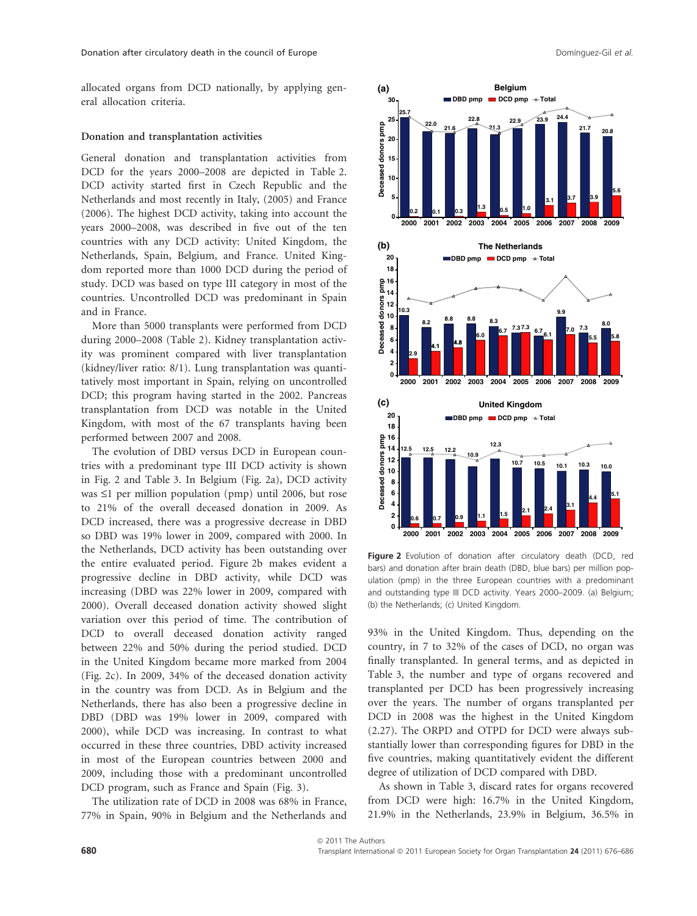allocated organs from DCD nationally, by applying general allocation criteria.

### Donation and transplantation activities

General donation and transplantation activities from DCD for the years 2000–2008 are depicted in Table 2. DCD activity started first in Czech Republic and the Netherlands and most recently in Italy, (2005) and France (2006). The highest DCD activity, taking into account the years 2000–2008, was described in five out of the ten countries with any DCD activity: United Kingdom, the Netherlands, Spain, Belgium, and France. United Kingdom reported more than 1000 DCD during the period of study. DCD was based on type III category in most of the countries. Uncontrolled DCD was predominant in Spain and in France.

More than 5000 transplants were performed from DCD during 2000–2008 (Table 2). Kidney transplantation activity was prominent compared with liver transplantation (kidney/liver ratio: 8/1). Lung transplantation was quantitatively most important in Spain, relying on uncontrolled DCD; this program having started in the 2002. Pancreas transplantation from DCD was notable in the United Kingdom, with most of the 67 transplants having been performed between 2007 and 2008.

The evolution of DBD versus DCD in European countries with a predominant type III DCD activity is shown in Fig. 2 and Table 3. In Belgium (Fig. 2a), DCD activity was ≤1 per million population (pmp) until 2006, but rose to 21% of the overall deceased donation in 2009. As DCD increased, there was a progressive decrease in DBD so DBD was 19% lower in 2009, compared with 2000. In the Netherlands, DCD activity has been outstanding over the entire evaluated period. Figure 2b makes evident a progressive decline in DBD activity, while DCD was increasing (DBD was 22% lower in 2009, compared with 2000). Overall deceased donation activity showed slight variation over this period of time. The contribution of DCD to overall deceased donation activity ranged between 22% and 50% during the period studied. DCD in the United Kingdom became more marked from 2004 (Fig. 2c). In 2009, 34% of the deceased donation activity in the country was from DCD. As in Belgium and the Netherlands, there has also been a progressive decline in DBD (DBD was 19% lower in 2009, compared with 2000), while DCD was increasing. In contrast to what occurred in these three countries, DBD activity increased in most of the European countries between 2000 and 2009, including those with a predominant uncontrolled DCD program, such as France and Spain (Fig. 3).

The utilization rate of DCD in 2008 was 68% in France, 77% in Spain, 90% in Belgium and the Netherlands and 93% in the United Kingdom. Thus, depending on the country, in 7 to 32% of the cases of DCD, no organ was finally transplanted. In general terms, and as depicted in Table 3, the number and type of organs recovered and transplanted per DCD has been progressively increasing over the years. The number of organs transplanted per DCD in 2008 was the highest in the United Kingdom (2.27). The ORPD and OTPD for DCD were always substantially lower than corresponding figures for DBD in the five countries, making quantitatively evident the different degree of utilization of DCD compared with DBD.

As shown in Table 3, discard rates for organs recovered from DCD were high: 16.7% in the United Kingdom, 21.9% in the Netherlands, 23.9% in Belgium, 36.5% in

**Figure 2** Evolution of donation after circulatory death (DCD, red bars) and donation after brain death (DBD, blue bars) per million population (pmp) in the three European countries with a predominant and outstanding type III DCD activity. Years 2000–2009. (a) Belgium; (b) the Netherlands; (c) United Kingdom.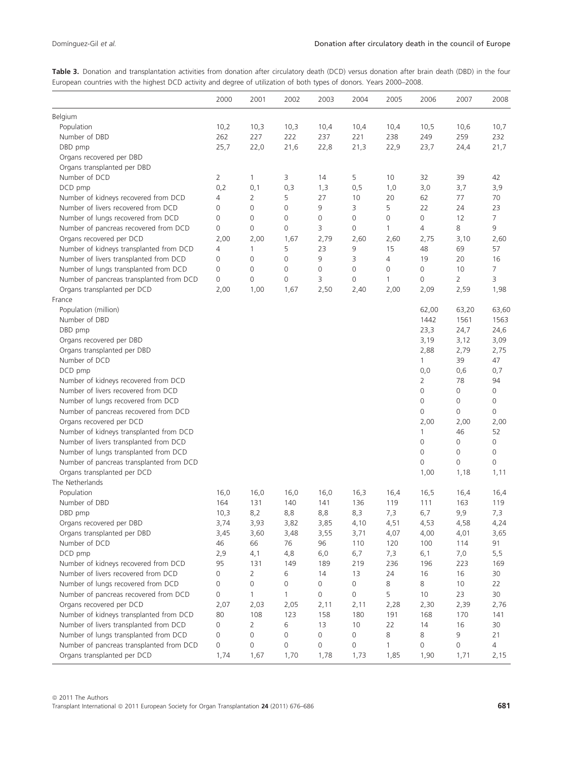**Table 3.** Donation and transplantation activities from donation after circulatory death (DCD) versus donation after brain death (DBD) in the four European countries with the highest DCD activity and degree of utilization of both types of donors. Years 2000–2008.

| | 2000 | 2001 | 2002 | 2003 | 2004 | 2005 | 2006 | 2007 | 2008 |
|---|---|---|---|---|---|---|---|---|---|
| Belgium | | | | | | | | | |
| Population | 10,2 | 10,3 | 10,3 | 10,4 | 10,4 | 10,4 | 10,5 | 10,6 | 10,7 |
| Number of DBD | 262 | 227 | 222 | 237 | 221 | 238 | 249 | 259 | 232 |
| DBD pmp | 25,7 | 22,0 | 21,6 | 22,8 | 21,3 | 22,9 | 23,7 | 24,4 | 21,7 |
| Organs recovered per DBD | | | | | | | | | |
| Organs transplanted per DBD | | | | | | | | | |
| Number of DCD | 2 | 1 | 3 | 14 | 5 | 10 | 32 | 39 | 42 |
| DCD pmp | 0,2 | 0,1 | 0,3 | 1,3 | 0,5 | 1,0 | 3,0 | 3,7 | 3,9 |
| Number of kidneys recovered from DCD | 4 | 2 | 5 | 27 | 10 | 20 | 62 | 77 | 70 |
| Number of livers recovered from DCD | 0 | 0 | 0 | 9 | 3 | 5 | 22 | 24 | 23 |
| Number of lungs recovered from DCD | 0 | 0 | 0 | 0 | 0 | 0 | 0 | 12 | 7 |
| Number of pancreas recovered from DCD | 0 | 0 | 0 | 3 | 0 | 1 | 4 | 8 | 9 |
| Organs recovered per DCD | 2,00 | 2,00 | 1,67 | 2,79 | 2,60 | 2,60 | 2,75 | 3,10 | 2,60 |
| Number of kidneys transplanted from DCD | 4 | 1 | 5 | 23 | 9 | 15 | 48 | 69 | 57 |
| Number of livers transplanted from DCD | 0 | 0 | 0 | 9 | 3 | 4 | 19 | 20 | 16 |
| Number of lungs transplanted from DCD | 0 | 0 | 0 | 0 | 0 | 0 | 0 | 10 | 7 |
| Number of pancreas transplanted from DCD | 0 | 0 | 0 | 3 | 0 | 1 | 0 | 2 | 3 |
| Organs transplanted per DCD | 2,00 | 1,00 | 1,67 | 2,50 | 2,40 | 2,00 | 2,09 | 2,59 | 1,98 |
| France | | | | | | | | | |
| Population (million) | | | | | | | 62,00 | 63,20 | 63,60 |
| Number of DBD | | | | | | | 1442 | 1561 | 1563 |
| DBD pmp | | | | | | | 23,3 | 24,7 | 24,6 |
| Organs recovered per DBD | | | | | | | 3,19 | 3,12 | 3,09 |
| Organs transplanted per DBD | | | | | | | 2,88 | 2,79 | 2,75 |
| Number of DCD | | | | | | | 1 | 39 | 47 |
| DCD pmp | | | | | | | 0,0 | 0,6 | 0,7 |
| Number of kidneys recovered from DCD | | | | | | | 2 | 78 | 94 |
| Number of livers recovered from DCD | | | | | | | 0 | 0 | 0 |
| Number of lungs recovered from DCD | | | | | | | 0 | 0 | 0 |
| Number of pancreas recovered from DCD | | | | | | | 0 | 0 | 0 |
| Organs recovered per DCD | | | | | | | 2,00 | 2,00 | 2,00 |
| Number of kidneys transplanted from DCD | | | | | | | 1 | 46 | 52 |
| Number of livers transplanted from DCD | | | | | | | 0 | 0 | 0 |
| Number of lungs transplanted from DCD | | | | | | | 0 | 0 | 0 |
| Number of pancreas transplanted from DCD | | | | | | | 0 | 0 | 0 |
| Organs transplanted per DCD | | | | | | | 1,00 | 1,18 | 1,11 |
| The Netherlands | | | | | | | | | |
| Population | 16,0 | 16,0 | 16,0 | 16,0 | 16,3 | 16,4 | 16,5 | 16,4 | 16,4 |
| Number of DBD | 164 | 131 | 140 | 141 | 136 | 119 | 111 | 163 | 119 |
| DBD pmp | 10,3 | 8,2 | 8,8 | 8,8 | 8,3 | 7,3 | 6,7 | 9,9 | 7,3 |
| Organs recovered per DBD | 3,74 | 3,93 | 3,82 | 3,85 | 4,10 | 4,51 | 4,53 | 4,58 | 4,24 |
| Organs transplanted per DBD | 3,45 | 3,60 | 3,48 | 3,55 | 3,71 | 4,07 | 4,00 | 4,01 | 3,65 |
| Number of DCD | 46 | 66 | 76 | 96 | 110 | 120 | 100 | 114 | 91 |
| DCD pmp | 2,9 | 4,1 | 4,8 | 6,0 | 6,7 | 7,3 | 6,1 | 7,0 | 5,5 |
| Number of kidneys recovered from DCD | 95 | 131 | 149 | 189 | 219 | 236 | 196 | 223 | 169 |
| Number of livers recovered from DCD | 0 | 2 | 6 | 14 | 13 | 24 | 16 | 16 | 30 |
| Number of lungs recovered from DCD | 0 | 0 | 0 | 0 | 0 | 8 | 8 | 10 | 22 |
| Number of pancreas recovered from DCD | 0 | 1 | 1 | 0 | 0 | 5 | 10 | 23 | 30 |
| Organs recovered per DCD | 2,07 | 2,03 | 2,05 | 2,11 | 2,11 | 2,28 | 2,30 | 2,39 | 2,76 |
| Number of kidneys transplanted from DCD | 80 | 108 | 123 | 158 | 180 | 191 | 168 | 170 | 141 |
| Number of livers transplanted from DCD | 0 | 2 | 6 | 13 | 10 | 22 | 14 | 16 | 30 |
| Number of lungs transplanted from DCD | 0 | 0 | 0 | 0 | 0 | 8 | 8 | 9 | 21 |
| Number of pancreas transplanted from DCD | 0 | 0 | 0 | 0 | 0 | 1 | 0 | 0 | 4 |
| Organs transplanted per DCD | 1,74 | 1,67 | 1,70 | 1,78 | 1,73 | 1,85 | 1,90 | 1,71 | 2,15 |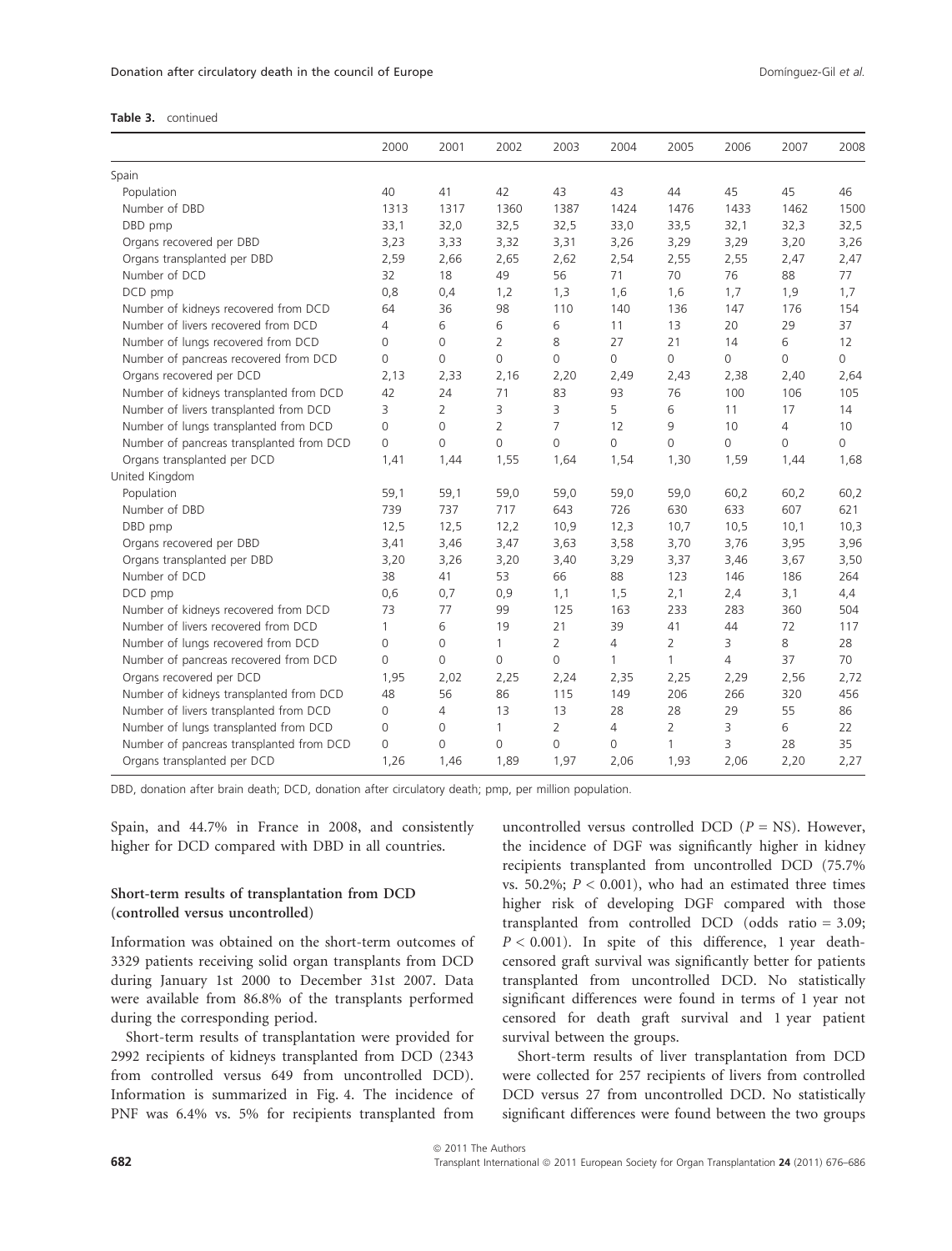**Table 3.** continued

| | 2000 | 2001 | 2002 | 2003 | 2004 | 2005 | 2006 | 2007 | 2008 |
|---|---|---|---|---|---|---|---|---|---|
| Spain | | | | | | | | | |
| Population | 40 | 41 | 42 | 43 | 43 | 44 | 45 | 45 | 46 |
| Number of DBD | 1313 | 1317 | 1360 | 1387 | 1424 | 1476 | 1433 | 1462 | 1500 |
| DBD pmp | 33,1 | 32,0 | 32,5 | 32,5 | 33,0 | 33,5 | 32,1 | 32,3 | 32,5 |
| Organs recovered per DBD | 3,23 | 3,33 | 3,32 | 3,31 | 3,26 | 3,29 | 3,29 | 3,20 | 3,26 |
| Organs transplanted per DBD | 2,59 | 2,66 | 2,65 | 2,62 | 2,54 | 2,55 | 2,55 | 2,47 | 2,47 |
| Number of DCD | 32 | 18 | 49 | 56 | 71 | 70 | 76 | 88 | 77 |
| DCD pmp | 0,8 | 0,4 | 1,2 | 1,3 | 1,6 | 1,6 | 1,7 | 1,9 | 1,7 |
| Number of kidneys recovered from DCD | 64 | 36 | 98 | 110 | 140 | 136 | 147 | 176 | 154 |
| Number of livers recovered from DCD | 4 | 6 | 6 | 6 | 11 | 13 | 20 | 29 | 37 |
| Number of lungs recovered from DCD | 0 | 0 | 2 | 8 | 27 | 21 | 14 | 6 | 12 |
| Number of pancreas recovered from DCD | 0 | 0 | 0 | 0 | 0 | 0 | 0 | 0 | 0 |
| Organs recovered per DCD | 2,13 | 2,33 | 2,16 | 2,20 | 2,49 | 2,43 | 2,38 | 2,40 | 2,64 |
| Number of kidneys transplanted from DCD | 42 | 24 | 71 | 83 | 93 | 76 | 100 | 106 | 105 |
| Number of livers transplanted from DCD | 3 | 2 | 3 | 3 | 5 | 6 | 11 | 17 | 14 |
| Number of lungs transplanted from DCD | 0 | 0 | 2 | 7 | 12 | 9 | 10 | 4 | 10 |
| Number of pancreas transplanted from DCD | 0 | 0 | 0 | 0 | 0 | 0 | 0 | 0 | 0 |
| Organs transplanted per DCD | 1,41 | 1,44 | 1,55 | 1,64 | 1,54 | 1,30 | 1,59 | 1,44 | 1,68 |
| United Kingdom | | | | | | | | | |
| Population | 59,1 | 59,1 | 59,0 | 59,0 | 59,0 | 59,0 | 60,2 | 60,2 | 60,2 |
| Number of DBD | 739 | 737 | 717 | 643 | 726 | 630 | 633 | 607 | 621 |
| DBD pmp | 12,5 | 12,5 | 12,2 | 10,9 | 12,3 | 10,7 | 10,5 | 10,1 | 10,3 |
| Organs recovered per DBD | 3,41 | 3,46 | 3,47 | 3,63 | 3,58 | 3,70 | 3,76 | 3,95 | 3,96 |
| Organs transplanted per DBD | 3,20 | 3,26 | 3,20 | 3,40 | 3,29 | 3,37 | 3,46 | 3,67 | 3,50 |
| Number of DCD | 38 | 41 | 53 | 66 | 88 | 123 | 146 | 186 | 264 |
| DCD pmp | 0,6 | 0,7 | 0,9 | 1,1 | 1,5 | 2,1 | 2,4 | 3,1 | 4,4 |
| Number of kidneys recovered from DCD | 73 | 77 | 99 | 125 | 163 | 233 | 283 | 360 | 504 |
| Number of livers recovered from DCD | 1 | 6 | 19 | 21 | 39 | 41 | 44 | 72 | 117 |
| Number of lungs recovered from DCD | 0 | 0 | 1 | 2 | 4 | 2 | 3 | 8 | 28 |
| Number of pancreas recovered from DCD | 0 | 0 | 0 | 0 | 1 | 1 | 4 | 37 | 70 |
| Organs recovered per DCD | 1,95 | 2,02 | 2,25 | 2,24 | 2,35 | 2,25 | 2,29 | 2,56 | 2,72 |
| Number of kidneys transplanted from DCD | 48 | 56 | 86 | 115 | 149 | 206 | 266 | 320 | 456 |
| Number of livers transplanted from DCD | 0 | 4 | 13 | 13 | 28 | 28 | 29 | 55 | 86 |
| Number of lungs transplanted from DCD | 0 | 0 | 1 | 2 | 4 | 2 | 3 | 6 | 22 |
| Number of pancreas transplanted from DCD | 0 | 0 | 0 | 0 | 0 | 1 | 3 | 28 | 35 |
| Organs transplanted per DCD | 1,26 | 1,46 | 1,89 | 1,97 | 2,06 | 1,93 | 2,06 | 2,20 | 2,27 |

DBD, donation after brain death; DCD, donation after circulatory death; pmp, per million population.

Spain, and 44.7% in France in 2008, and consistently higher for DCD compared with DBD in all countries.

### Short-term results of transplantation from DCD (controlled versus uncontrolled)

Information was obtained on the short-term outcomes of 3329 patients receiving solid organ transplants from DCD during January 1st 2000 to December 31st 2007. Data were available from 86.8% of the transplants performed during the corresponding period.

Short-term results of transplantation were provided for 2992 recipients of kidneys transplanted from DCD (2343 from controlled versus 649 from uncontrolled DCD). Information is summarized in Fig. 4. The incidence of PNF was 6.4% vs. 5% for recipients transplanted from uncontrolled versus controlled DCD ($P$ = NS). However, the incidence of DGF was significantly higher in kidney recipients transplanted from uncontrolled DCD (75.7% vs. 50.2%; $P < 0.001$), who had an estimated three times higher risk of developing DGF compared with those transplanted from controlled DCD (odds ratio = 3.09; $P < 0.001$). In spite of this difference, 1 year death-censored graft survival was significantly better for patients transplanted from uncontrolled DCD. No statistically significant differences were found in terms of 1 year not censored for death graft survival and 1 year patient survival between the groups.

Short-term results of liver transplantation from DCD were collected for 257 recipients of livers from controlled DCD versus 27 from uncontrolled DCD. No statistically significant differences were found between the two groups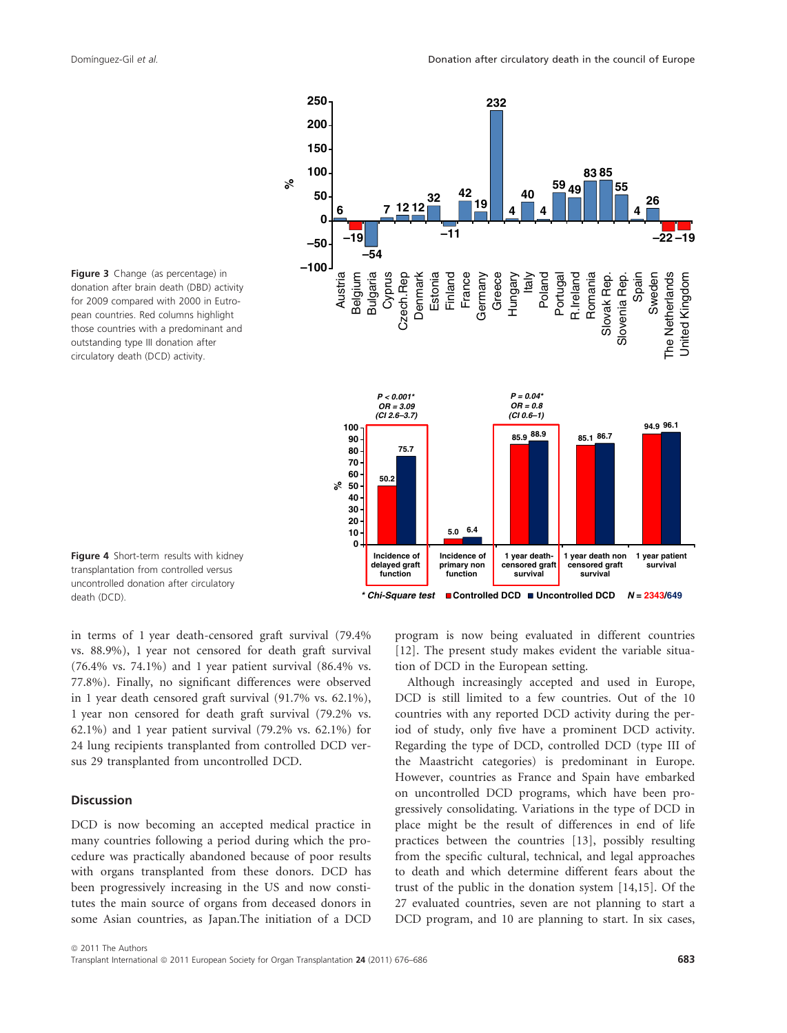Figure 3 Change (as percentage) in donation after brain death (DBD) activity for 2009 compared with 2000 in Eutropean countries. Red columns highlight those countries with a predominant and outstanding type III donation after circulatory death (DCD) activity.

Figure 4 Short-term results with kidney transplantation from controlled versus uncontrolled donation after circulatory death (DCD).

in terms of 1 year death-censored graft survival (79.4% vs. 88.9%), 1 year not censored for death graft survival (76.4% vs. 74.1%) and 1 year patient survival (86.4% vs. 77.8%). Finally, no significant differences were observed in 1 year death censored graft survival (91.7% vs. 62.1%), 1 year non censored for death graft survival (79.2% vs. 62.1%) and 1 year patient survival (79.2% vs. 62.1%) for 24 lung recipients transplanted from controlled DCD versus 29 transplanted from uncontrolled DCD.

## Discussion

DCD is now becoming an accepted medical practice in many countries following a period during which the procedure was practically abandoned because of poor results with organs transplanted from these donors. DCD has been progressively increasing in the US and now constitutes the main source of organs from deceased donors in some Asian countries, as Japan.The initiation of a DCD program is now being evaluated in different countries [12]. The present study makes evident the variable situation of DCD in the European setting.

Although increasingly accepted and used in Europe, DCD is still limited to a few countries. Out of the 10 countries with any reported DCD activity during the period of study, only five have a prominent DCD activity. Regarding the type of DCD, controlled DCD (type III of the Maastricht categories) is predominant in Europe. However, countries as France and Spain have embarked on uncontrolled DCD programs, which have been progressively consolidating. Variations in the type of DCD in place might be the result of differences in end of life practices between the countries [13], possibly resulting from the specific cultural, technical, and legal approaches to death and which determine different fears about the trust of the public in the donation system [14,15]. Of the 27 evaluated countries, seven are not planning to start a DCD program, and 10 are planning to start. In six cases,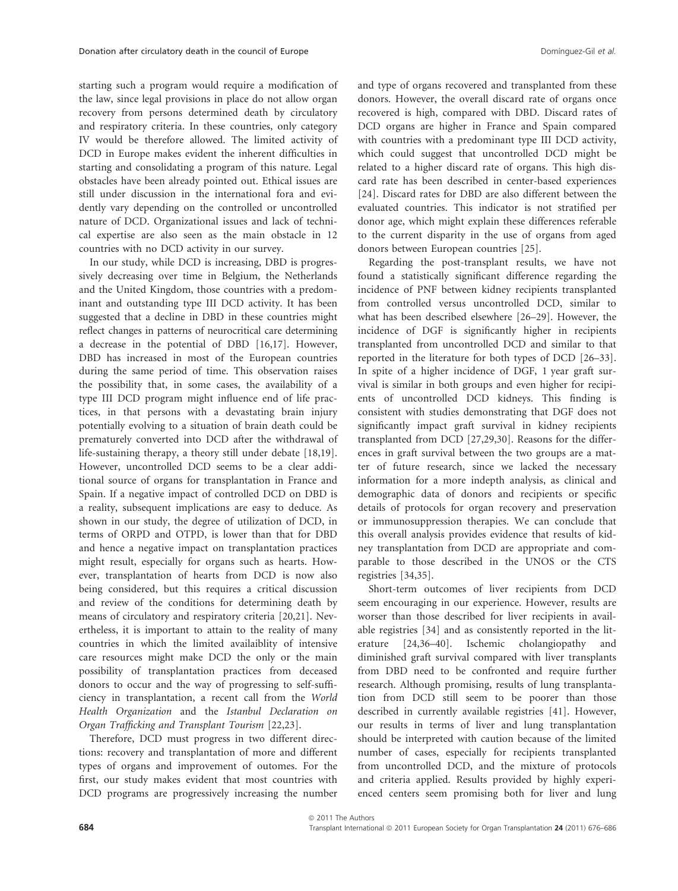starting such a program would require a modification of the law, since legal provisions in place do not allow organ recovery from persons determined death by circulatory and respiratory criteria. In these countries, only category IV would be therefore allowed. The limited activity of DCD in Europe makes evident the inherent difficulties in starting and consolidating a program of this nature. Legal obstacles have been already pointed out. Ethical issues are still under discussion in the international fora and evidently vary depending on the controlled or uncontrolled nature of DCD. Organizational issues and lack of technical expertise are also seen as the main obstacle in 12 countries with no DCD activity in our survey.

In our study, while DCD is increasing, DBD is progressively decreasing over time in Belgium, the Netherlands and the United Kingdom, those countries with a predominant and outstanding type III DCD activity. It has been suggested that a decline in DBD in these countries might reflect changes in patterns of neurocritical care determining a decrease in the potential of DBD [16,17]. However, DBD has increased in most of the European countries during the same period of time. This observation raises the possibility that, in some cases, the availability of a type III DCD program might influence end of life practices, in that persons with a devastating brain injury potentially evolving to a situation of brain death could be prematurely converted into DCD after the withdrawal of life-sustaining therapy, a theory still under debate [18,19]. However, uncontrolled DCD seems to be a clear additional source of organs for transplantation in France and Spain. If a negative impact of controlled DCD on DBD is a reality, subsequent implications are easy to deduce. As shown in our study, the degree of utilization of DCD, in terms of ORPD and OTPD, is lower than that for DBD and hence a negative impact on transplantation practices might result, especially for organs such as hearts. However, transplantation of hearts from DCD is now also being considered, but this requires a critical discussion and review of the conditions for determining death by means of circulatory and respiratory criteria [20,21]. Nevertheless, it is important to attain to the reality of many countries in which the limited availaiblity of intensive care resources might make DCD the only or the main possibility of transplantation practices from deceased donors to occur and the way of progressing to self-sufficiency in transplantation, a recent call from the *World Health Organization* and the *Istanbul Declaration on Organ Trafficking and Transplant Tourism* [22,23].

Therefore, DCD must progress in two different directions: recovery and transplantation of more and different types of organs and improvement of outomes. For the first, our study makes evident that most countries with DCD programs are progressively increasing the number and type of organs recovered and transplanted from these donors. However, the overall discard rate of organs once recovered is high, compared with DBD. Discard rates of DCD organs are higher in France and Spain compared with countries with a predominant type III DCD activity, which could suggest that uncontrolled DCD might be related to a higher discard rate of organs. This high discard rate has been described in center-based experiences [24]. Discard rates for DBD are also different between the evaluated countries. This indicator is not stratified per donor age, which might explain these differences referable to the current disparity in the use of organs from aged donors between European countries [25].

Regarding the post-transplant results, we have not found a statistically significant difference regarding the incidence of PNF between kidney recipients transplanted from controlled versus uncontrolled DCD, similar to what has been described elsewhere [26–29]. However, the incidence of DGF is significantly higher in recipients transplanted from uncontrolled DCD and similar to that reported in the literature for both types of DCD [26–33]. In spite of a higher incidence of DGF, 1 year graft survival is similar in both groups and even higher for recipients of uncontrolled DCD kidneys. This finding is consistent with studies demonstrating that DGF does not significantly impact graft survival in kidney recipients transplanted from DCD [27,29,30]. Reasons for the differences in graft survival between the two groups are a matter of future research, since we lacked the necessary information for a more indepth analysis, as clinical and demographic data of donors and recipients or specific details of protocols for organ recovery and preservation or immunosuppression therapies. We can conclude that this overall analysis provides evidence that results of kidney transplantation from DCD are appropriate and comparable to those described in the UNOS or the CTS registries [34,35].

Short-term outcomes of liver recipients from DCD seem encouraging in our experience. However, results are worser than those described for liver recipients in available registries [34] and as consistently reported in the literature [24,36–40]. Ischemic cholangiopathy and diminished graft survival compared with liver transplants from DBD need to be confronted and require further research. Although promising, results of lung transplantation from DCD still seem to be poorer than those described in currently available registries [41]. However, our results in terms of liver and lung transplantation should be interpreted with caution because of the limited number of cases, especially for recipients transplanted from uncontrolled DCD, and the mixture of protocols and criteria applied. Results provided by highly experienced centers seem promising both for liver and lung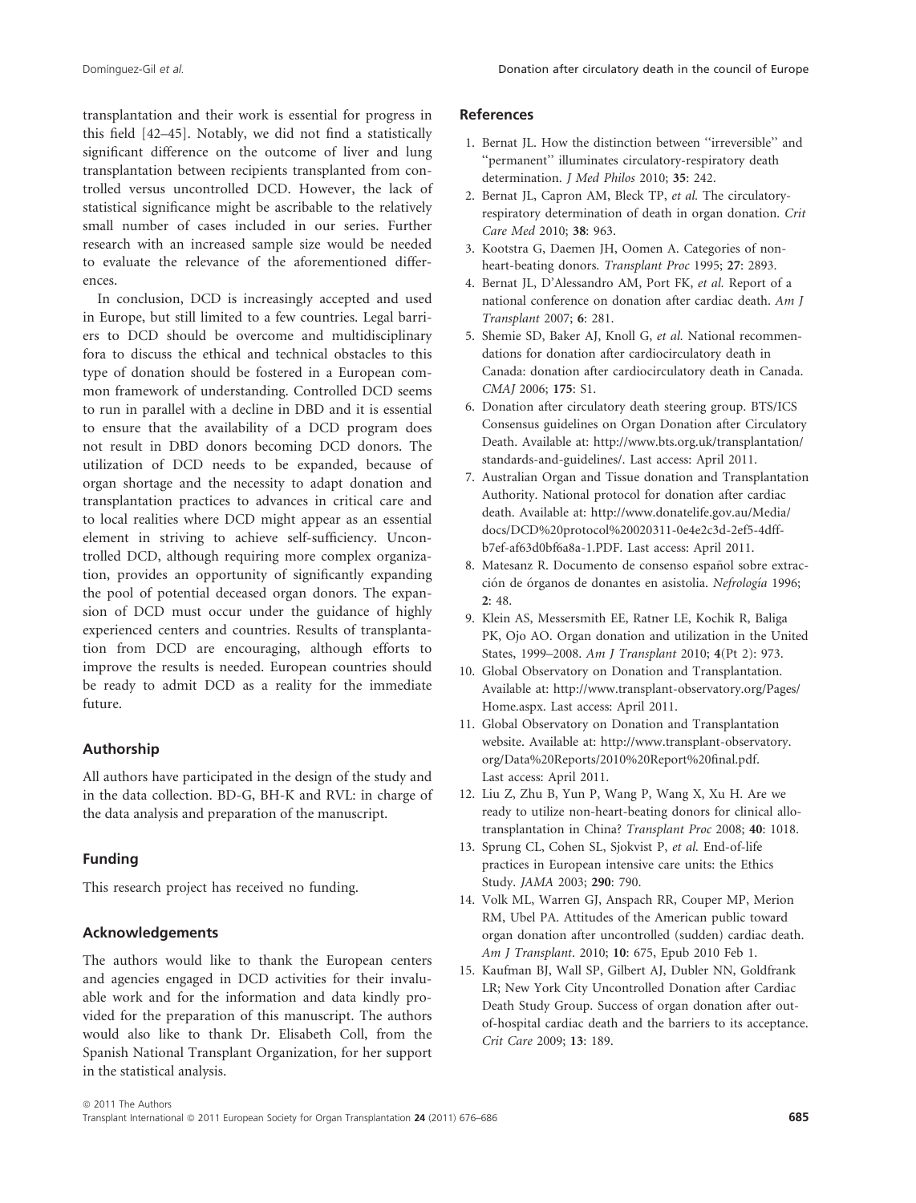transplantation and their work is essential for progress in this field [42–45]. Notably, we did not find a statistically significant difference on the outcome of liver and lung transplantation between recipients transplanted from controlled versus uncontrolled DCD. However, the lack of statistical significance might be ascribable to the relatively small number of cases included in our series. Further research with an increased sample size would be needed to evaluate the relevance of the aforementioned differences.

In conclusion, DCD is increasingly accepted and used in Europe, but still limited to a few countries. Legal barriers to DCD should be overcome and multidisciplinary fora to discuss the ethical and technical obstacles to this type of donation should be fostered in a European common framework of understanding. Controlled DCD seems to run in parallel with a decline in DBD and it is essential to ensure that the availability of a DCD program does not result in DBD donors becoming DCD donors. The utilization of DCD needs to be expanded, because of organ shortage and the necessity to adapt donation and transplantation practices to advances in critical care and to local realities where DCD might appear as an essential element in striving to achieve self-sufficiency. Uncontrolled DCD, although requiring more complex organization, provides an opportunity of significantly expanding the pool of potential deceased organ donors. The expansion of DCD must occur under the guidance of highly experienced centers and countries. Results of transplantation from DCD are encouraging, although efforts to improve the results is needed. European countries should be ready to admit DCD as a reality for the immediate future.

## Authorship

All authors have participated in the design of the study and in the data collection. BD-G, BH-K and RVL: in charge of the data analysis and preparation of the manuscript.

## Funding

This research project has received no funding.

## Acknowledgements

The authors would like to thank the European centers and agencies engaged in DCD activities for their invaluable work and for the information and data kindly provided for the preparation of this manuscript. The authors would also like to thank Dr. Elisabeth Coll, from the Spanish National Transplant Organization, for her support in the statistical analysis.

## References

1. Bernat JL. How the distinction between ''irreversible'' and ''permanent'' illuminates circulatory-respiratory death determination. *J Med Philos* 2010; **35**: 242.
2. Bernat JL, Capron AM, Bleck TP, *et al.* The circulatory-respiratory determination of death in organ donation. *Crit Care Med* 2010; **38**: 963.
3. Kootstra G, Daemen JH, Oomen A. Categories of non-heart-beating donors. *Transplant Proc* 1995; **27**: 2893.
4. Bernat JL, D'Alessandro AM, Port FK, *et al.* Report of a national conference on donation after cardiac death. *Am J Transplant* 2007; **6**: 281.
5. Shemie SD, Baker AJ, Knoll G, *et al.* National recommendations for donation after cardiocirculatory death in Canada: donation after cardiocirculatory death in Canada. *CMAJ* 2006; **175**: S1.
6. Donation after circulatory death steering group. BTS/ICS Consensus guidelines on Organ Donation after Circulatory Death. Available at: http://www.bts.org.uk/transplantation/standards-and-guidelines/. Last access: April 2011.
7. Australian Organ and Tissue donation and Transplantation Authority. National protocol for donation after cardiac death. Available at: http://www.donatelife.gov.au/Media/docs/DCD%20protocol%20020311-0e4e2c3d-2ef5-4dff-b7ef-af63d0bf6a8a-1.PDF. Last access: April 2011.
8. Matesanz R. Documento de consenso español sobre extracción de órganos de donantes en asistolia. *Nefrología* 1996; **2**: 48.
9. Klein AS, Messersmith EE, Ratner LE, Kochik R, Baliga PK, Ojo AO. Organ donation and utilization in the United States, 1999–2008. *Am J Transplant* 2010; **4**(Pt 2): 973.
10. Global Observatory on Donation and Transplantation. Available at: http://www.transplant-observatory.org/Pages/Home.aspx. Last access: April 2011.
11. Global Observatory on Donation and Transplantation website. Available at: http://www.transplant-observatory.org/Data%20Reports/2010%20Report%20final.pdf. Last access: April 2011.
12. Liu Z, Zhu B, Yun P, Wang P, Wang X, Xu H. Are we ready to utilize non-heart-beating donors for clinical allotransplantation in China? *Transplant Proc* 2008; **40**: 1018.
13. Sprung CL, Cohen SL, Sjokvist P, *et al.* End-of-life practices in European intensive care units: the Ethics Study. *JAMA* 2003; **290**: 790.
14. Volk ML, Warren GJ, Anspach RR, Couper MP, Merion RM, Ubel PA. Attitudes of the American public toward organ donation after uncontrolled (sudden) cardiac death. *Am J Transplant*. 2010; **10**: 675, Epub 2010 Feb 1.
15. Kaufman BJ, Wall SP, Gilbert AJ, Dubler NN, Goldfrank LR; New York City Uncontrolled Donation after Cardiac Death Study Group. Success of organ donation after out-of-hospital cardiac death and the barriers to its acceptance. *Crit Care* 2009; **13**: 189.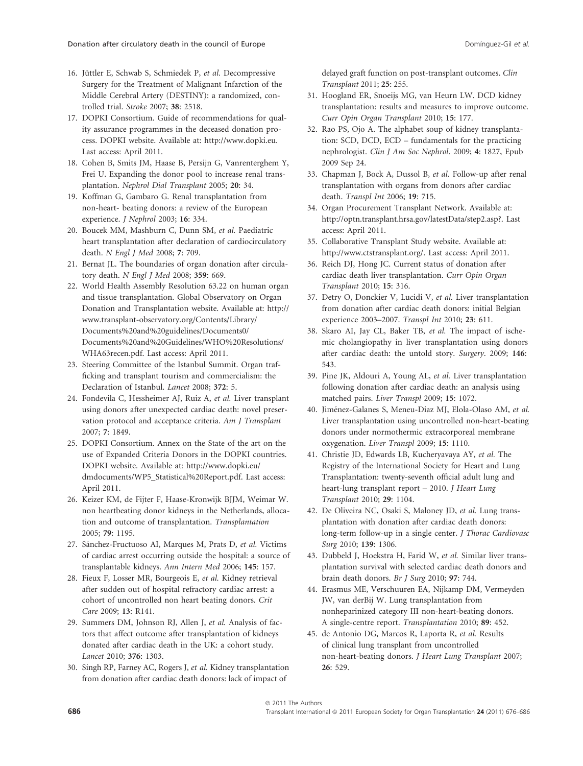16. Jüttler E, Schwab S, Schmiedek P, *et al.* Decompressive Surgery for the Treatment of Malignant Infarction of the Middle Cerebral Artery (DESTINY): a randomized, controlled trial. *Stroke* 2007; **38**: 2518.
17. DOPKI Consortium. Guide of recommendations for quality assurance programmes in the deceased donation process. DOPKI website. Available at: http://www.dopki.eu. Last access: April 2011.
18. Cohen B, Smits JM, Haase B, Persijn G, Vanrenterghem Y, Frei U. Expanding the donor pool to increase renal transplantation. *Nephrol Dial Transplant* 2005; **20**: 34.
19. Koffman G, Gambaro G. Renal transplantation from non-heart- beating donors: a review of the European experience. *J Nephrol* 2003; **16**: 334.
20. Boucek MM, Mashburn C, Dunn SM, *et al.* Paediatric heart transplantation after declaration of cardiocirculatory death. *N Engl J Med* 2008; **7**: 709.
21. Bernat JL. The boundaries of organ donation after circulatory death. *N Engl J Med* 2008; **359**: 669.
22. World Health Assembly Resolution 63.22 on human organ and tissue transplantation. Global Observatory on Organ Donation and Transplantation website. Available at: http://www.transplant-observatory.org/Contents/Library/Documents%20and%20guidelines/Documents0/Documents%20and%20Guidelines/WHO%20Resolutions/WHA63recen.pdf. Last access: April 2011.
23. Steering Committee of the Istanbul Summit. Organ trafficking and transplant tourism and commercialism: the Declaration of Istanbul. *Lancet* 2008; **372**: 5.
24. Fondevila C, Hessheimer AJ, Ruiz A, *et al.* Liver transplant using donors after unexpected cardiac death: novel preservation protocol and acceptance criteria. *Am J Transplant* 2007; **7**: 1849.
25. DOPKI Consortium. Annex on the State of the art on the use of Expanded Criteria Donors in the DOPKI countries. DOPKI website. Available at: http://www.dopki.eu/dmdocuments/WP5_Statistical%20Report.pdf. Last access: April 2011.
26. Keizer KM, de Fijter F, Haase-Kronwijk BJJM, Weimar W. non heartbeating donor kidneys in the Netherlands, allocation and outcome of transplantation. *Transplantation* 2005; **79**: 1195.
27. Sánchez-Fructuoso AI, Marques M, Prats D, *et al.* Victims of cardiac arrest occurring outside the hospital: a source of transplantable kidneys. *Ann Intern Med* 2006; **145**: 157.
28. Fieux F, Losser MR, Bourgeois E, *et al.* Kidney retrieval after sudden out of hospital refractory cardiac arrest: a cohort of uncontrolled non heart beating donors. *Crit Care* 2009; **13**: R141.
29. Summers DM, Johnson RJ, Allen J, *et al.* Analysis of factors that affect outcome after transplantation of kidneys donated after cardiac death in the UK: a cohort study. *Lancet* 2010; **376**: 1303.
30. Singh RP, Farney AC, Rogers J, *et al.* Kidney transplantation from donation after cardiac death donors: lack of impact of delayed graft function on post-transplant outcomes. *Clin Transplant* 2011; **25**: 255.
31. Hoogland ER, Snoeijs MG, van Heurn LW. DCD kidney transplantation: results and measures to improve outcome. *Curr Opin Organ Transplant* 2010; **15**: 177.
32. Rao PS, Ojo A. The alphabet soup of kidney transplantation: SCD, DCD, ECD – fundamentals for the practicing nephrologist. *Clin J Am Soc Nephrol*. 2009; **4**: 1827, Epub 2009 Sep 24.
33. Chapman J, Bock A, Dussol B, *et al.* Follow-up after renal transplantation with organs from donors after cardiac death. *Transpl Int* 2006; **19**: 715.
34. Organ Procurement Transplant Network. Available at: http://optn.transplant.hrsa.gov/latestData/step2.asp?. Last access: April 2011.
35. Collaborative Transplant Study website. Available at: http://www.ctstransplant.org/. Last access: April 2011.
36. Reich DJ, Hong JC. Current status of donation after cardiac death liver transplantation. *Curr Opin Organ Transplant* 2010; **15**: 316.
37. Detry O, Donckier V, Lucidi V, *et al.* Liver transplantation from donation after cardiac death donors: initial Belgian experience 2003–2007. *Transpl Int* 2010; **23**: 611.
38. Skaro AI, Jay CL, Baker TB, *et al.* The impact of ischemic cholangiopathy in liver transplantation using donors after cardiac death: the untold story. *Surgery*. 2009; **146**: 543.
39. Pine JK, Aldouri A, Young AL, *et al.* Liver transplantation following donation after cardiac death: an analysis using matched pairs. *Liver Transpl* 2009; **15**: 1072.
40. Jiménez-Galanes S, Meneu-Diaz MJ, Elola-Olaso AM, *et al.* Liver transplantation using uncontrolled non-heart-beating donors under normothermic extracorporeal membrane oxygenation. *Liver Transpl* 2009; **15**: 1110.
41. Christie JD, Edwards LB, Kucheryavaya AY, *et al.* The Registry of the International Society for Heart and Lung Transplantation: twenty-seventh official adult lung and heart-lung transplant report – 2010. *J Heart Lung Transplant* 2010; **29**: 1104.
42. De Oliveira NC, Osaki S, Maloney JD, *et al.* Lung transplantation with donation after cardiac death donors: long-term follow-up in a single center. *J Thorac Cardiovasc Surg* 2010; **139**: 1306.
43. Dubbeld J, Hoekstra H, Farid W, *et al.* Similar liver transplantation survival with selected cardiac death donors and brain death donors. *Br J Surg* 2010; **97**: 744.
44. Erasmus ME, Verschuuren EA, Nijkamp DM, Vermeyden JW, van derBij W. Lung transplantation from nonheparinized category III non-heart-beating donors. A single-centre report. *Transplantation* 2010; **89**: 452.
45. de Antonio DG, Marcos R, Laporta R, *et al.* Results of clinical lung transplant from uncontrolled non-heart-beating donors. *J Heart Lung Transplant* 2007; **26**: 529.